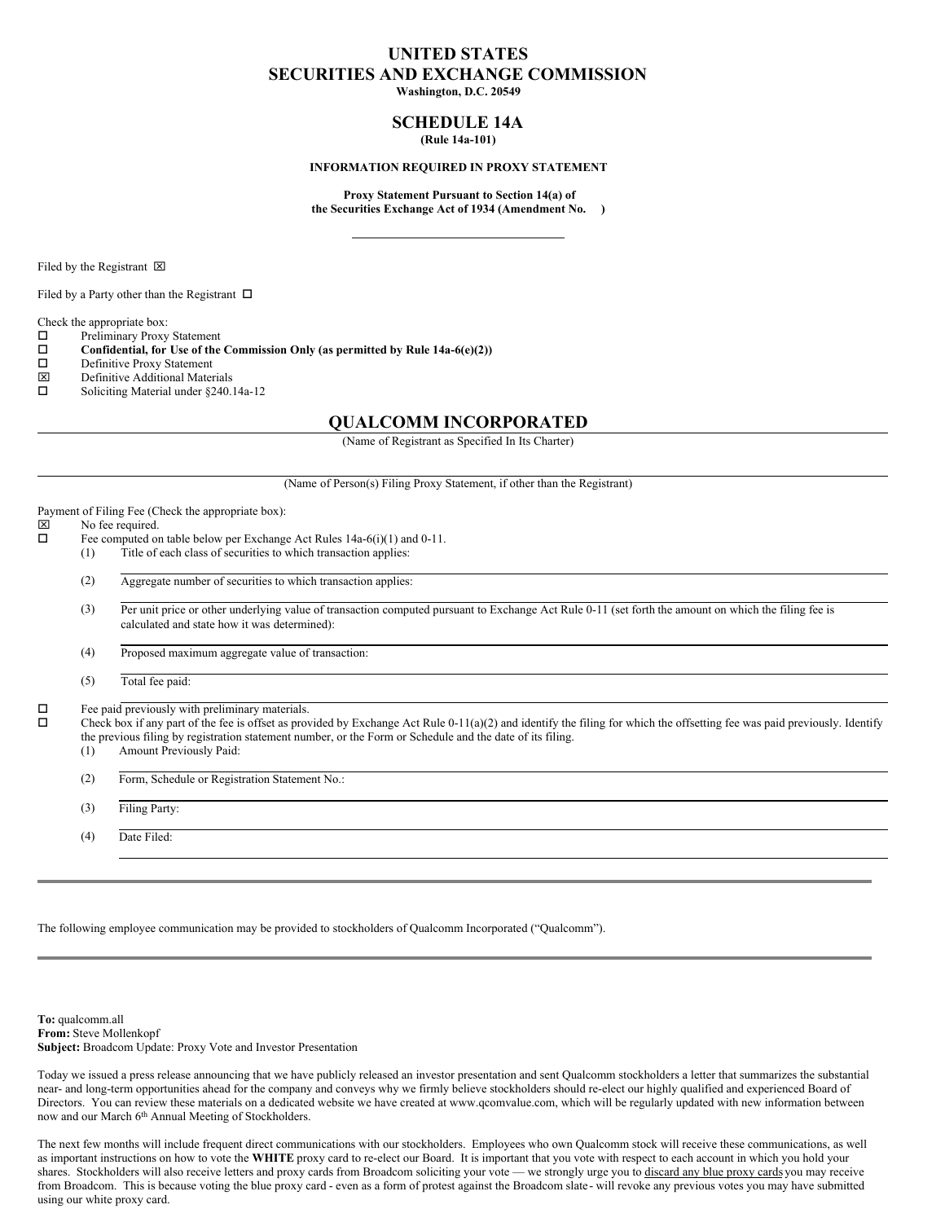# UNITED STATES
# SECURITIES AND EXCHANGE COMMISSION

**Washington, D.C. 20549**

## SCHEDULE 14A

**(Rule 14a-101)**

**INFORMATION REQUIRED IN PROXY STATEMENT**

**Proxy Statement Pursuant to Section 14(a) of the Securities Exchange Act of 1934 (Amendment No. )**

Filed by the Registrant ☒

Filed by a Party other than the Registrant ☐

Check the appropriate box:

☐ Preliminary Proxy Statement
☐ **Confidential, for Use of the Commission Only (as permitted by Rule 14a-6(e)(2))**
☐ Definitive Proxy Statement
☒ Definitive Additional Materials
☐ Soliciting Material under §240.14a-12

## QUALCOMM INCORPORATED

(Name of Registrant as Specified In Its Charter)

(Name of Person(s) Filing Proxy Statement, if other than the Registrant)

Payment of Filing Fee (Check the appropriate box):

☒ No fee required.
☐ Fee computed on table below per Exchange Act Rules 14a-6(i)(1) and 0-11.

(1) Title of each class of securities to which transaction applies:

(2) Aggregate number of securities to which transaction applies:

(3) Per unit price or other underlying value of transaction computed pursuant to Exchange Act Rule 0-11 (set forth the amount on which the filing fee is calculated and state how it was determined):

(4) Proposed maximum aggregate value of transaction:

(5) Total fee paid:

☐ Fee paid previously with preliminary materials.
☐ Check box if any part of the fee is offset as provided by Exchange Act Rule 0-11(a)(2) and identify the filing for which the offsetting fee was paid previously. Identify the previous filing by registration statement number, or the Form or Schedule and the date of its filing.

(1) Amount Previously Paid:

(2) Form, Schedule or Registration Statement No.:

(3) Filing Party:

(4) Date Filed:

---

The following employee communication may be provided to stockholders of Qualcomm Incorporated ("Qualcomm").

---

**To:** qualcomm.all
**From:** Steve Mollenkopf
**Subject:** Broadcom Update: Proxy Vote and Investor Presentation

Today we issued a press release announcing that we have publicly released an investor presentation and sent Qualcomm stockholders a letter that summarizes the substantial near- and long-term opportunities ahead for the company and conveys why we firmly believe stockholders should re-elect our highly qualified and experienced Board of Directors. You can review these materials on a dedicated website we have created at www.qcomvalue.com, which will be regularly updated with new information between now and our March 6th Annual Meeting of Stockholders.

The next few months will include frequent direct communications with our stockholders. Employees who own Qualcomm stock will receive these communications, as well as important instructions on how to vote the **WHITE** proxy card to re-elect our Board. It is important that you vote with respect to each account in which you hold your shares. Stockholders will also receive letters and proxy cards from Broadcom soliciting your vote — we strongly urge you to discard any blue proxy cards you may receive from Broadcom. This is because voting the blue proxy card - even as a form of protest against the Broadcom slate - will revoke any previous votes you may have submitted using our white proxy card.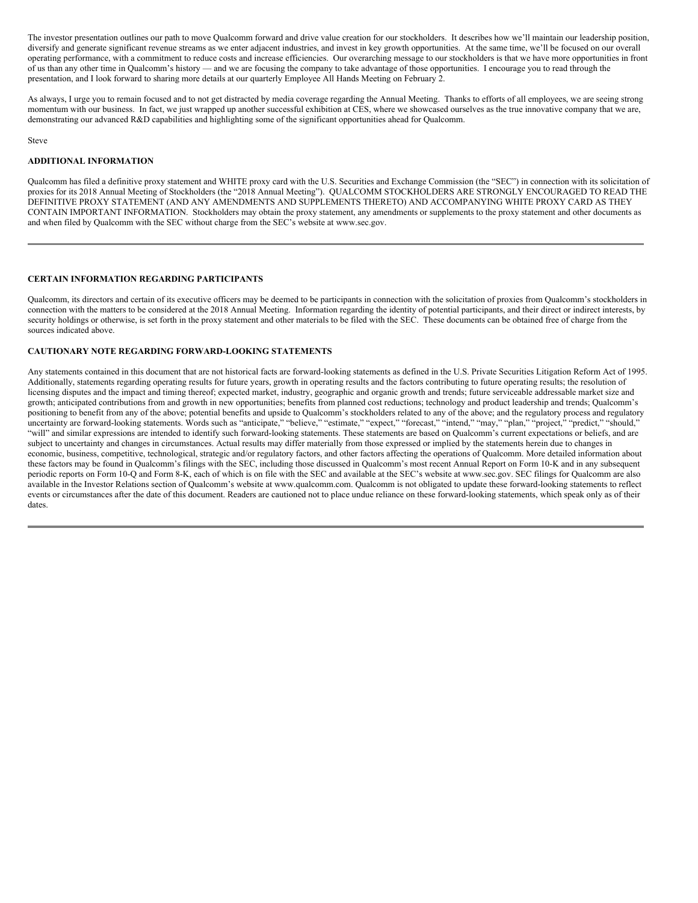The investor presentation outlines our path to move Qualcomm forward and drive value creation for our stockholders. It describes how we'll maintain our leadership position, diversify and generate significant revenue streams as we enter adjacent industries, and invest in key growth opportunities. At the same time, we'll be focused on our overall operating performance, with a commitment to reduce costs and increase efficiencies. Our overarching message to our stockholders is that we have more opportunities in front of us than any other time in Qualcomm's history — and we are focusing the company to take advantage of those opportunities. I encourage you to read through the presentation, and I look forward to sharing more details at our quarterly Employee All Hands Meeting on February 2.

As always, I urge you to remain focused and to not get distracted by media coverage regarding the Annual Meeting. Thanks to efforts of all employees, we are seeing strong momentum with our business. In fact, we just wrapped up another successful exhibition at CES, where we showcased ourselves as the true innovative company that we are, demonstrating our advanced R&D capabilities and highlighting some of the significant opportunities ahead for Qualcomm.

Steve

**ADDITIONAL INFORMATION**

Qualcomm has filed a definitive proxy statement and WHITE proxy card with the U.S. Securities and Exchange Commission (the "SEC") in connection with its solicitation of proxies for its 2018 Annual Meeting of Stockholders (the "2018 Annual Meeting"). QUALCOMM STOCKHOLDERS ARE STRONGLY ENCOURAGED TO READ THE DEFINITIVE PROXY STATEMENT (AND ANY AMENDMENTS AND SUPPLEMENTS THERETO) AND ACCOMPANYING WHITE PROXY CARD AS THEY CONTAIN IMPORTANT INFORMATION. Stockholders may obtain the proxy statement, any amendments or supplements to the proxy statement and other documents as and when filed by Qualcomm with the SEC without charge from the SEC's website at www.sec.gov.

---

**CERTAIN INFORMATION REGARDING PARTICIPANTS**

Qualcomm, its directors and certain of its executive officers may be deemed to be participants in connection with the solicitation of proxies from Qualcomm's stockholders in connection with the matters to be considered at the 2018 Annual Meeting. Information regarding the identity of potential participants, and their direct or indirect interests, by security holdings or otherwise, is set forth in the proxy statement and other materials to be filed with the SEC. These documents can be obtained free of charge from the sources indicated above.

**CAUTIONARY NOTE REGARDING FORWARD-LOOKING STATEMENTS**

Any statements contained in this document that are not historical facts are forward-looking statements as defined in the U.S. Private Securities Litigation Reform Act of 1995. Additionally, statements regarding operating results for future years, growth in operating results and the factors contributing to future operating results; the resolution of licensing disputes and the impact and timing thereof; expected market, industry, geographic and organic growth and trends; future serviceable addressable market size and growth; anticipated contributions from and growth in new opportunities; benefits from planned cost reductions; technology and product leadership and trends; Qualcomm's positioning to benefit from any of the above; potential benefits and upside to Qualcomm's stockholders related to any of the above; and the regulatory process and regulatory uncertainty are forward-looking statements. Words such as "anticipate," "believe," "estimate," "expect," "forecast," "intend," "may," "plan," "project," "predict," "should," "will" and similar expressions are intended to identify such forward-looking statements. These statements are based on Qualcomm's current expectations or beliefs, and are subject to uncertainty and changes in circumstances. Actual results may differ materially from those expressed or implied by the statements herein due to changes in economic, business, competitive, technological, strategic and/or regulatory factors, and other factors affecting the operations of Qualcomm. More detailed information about these factors may be found in Qualcomm's filings with the SEC, including those discussed in Qualcomm's most recent Annual Report on Form 10-K and in any subsequent periodic reports on Form 10-Q and Form 8-K, each of which is on file with the SEC and available at the SEC's website at www.sec.gov. SEC filings for Qualcomm are also available in the Investor Relations section of Qualcomm's website at www.qualcomm.com. Qualcomm is not obligated to update these forward-looking statements to reflect events or circumstances after the date of this document. Readers are cautioned not to place undue reliance on these forward-looking statements, which speak only as of their dates.

---